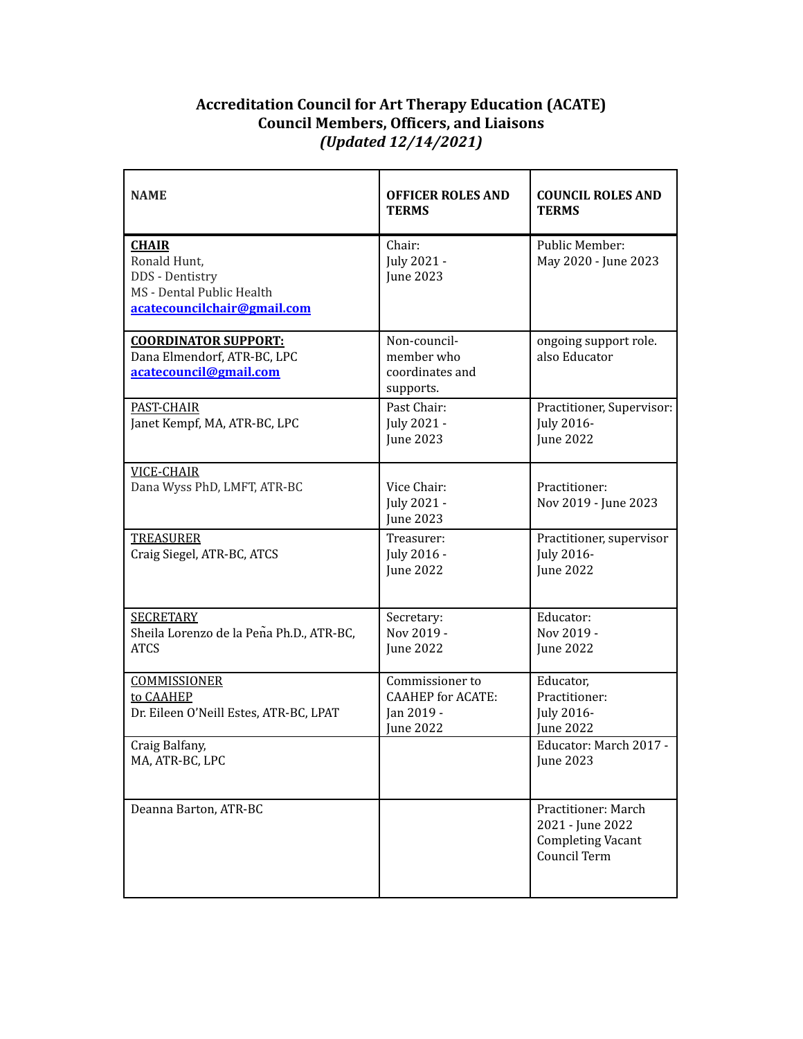**Accreditation Council for Art Therapy Education (ACATE)**
**Council Members, Officers, and Liaisons**
***(Updated 12/14/2021)***

| NAME | OFFICER ROLES AND TERMS | COUNCIL ROLES AND TERMS |
|---|---|---|
| **CHAIR**<br>Ronald Hunt,<br>DDS - Dentistry<br>MS - Dental Public Health<br>**acatecouncilchair@gmail.com** | Chair:<br>July 2021 -<br>June 2023 | Public Member:<br>May 2020 - June 2023 |
| **COORDINATOR SUPPORT:**<br>Dana Elmendorf, ATR-BC, LPC<br>**acatecouncil@gmail.com** | Non-council-member who coordinates and supports. | ongoing support role. also Educator |
| PAST-CHAIR<br>Janet Kempf, MA, ATR-BC, LPC | Past Chair:<br>July 2021 -<br>June 2023 | Practitioner, Supervisor:<br>July 2016-<br>June 2022 |
| VICE-CHAIR<br>Dana Wyss PhD, LMFT, ATR-BC | Vice Chair:<br>July 2021 -<br>June 2023 | Practitioner:<br>Nov 2019 - June 2023 |
| TREASURER<br>Craig Siegel, ATR-BC, ATCS | Treasurer:<br>July 2016 -<br>June 2022 | Practitioner, supervisor<br>July 2016-<br>June 2022 |
| SECRETARY<br>Sheila Lorenzo de la Peña Ph.D., ATR-BC, ATCS | Secretary:<br>Nov 2019 -<br>June 2022 | Educator:<br>Nov 2019 -<br>June 2022 |
| COMMISSIONER to CAAHEP<br>Dr. Eileen O'Neill Estes, ATR-BC, LPAT | Commissioner to CAAHEP for ACATE:<br>Jan 2019 -<br>June 2022 | Educator,<br>Practitioner:<br>July 2016-<br>June 2022 |
| Craig Balfany,<br>MA, ATR-BC, LPC | | Educator: March 2017 - June 2023 |
| Deanna Barton, ATR-BC | | Practitioner: March 2021 - June 2022<br>Completing Vacant Council Term |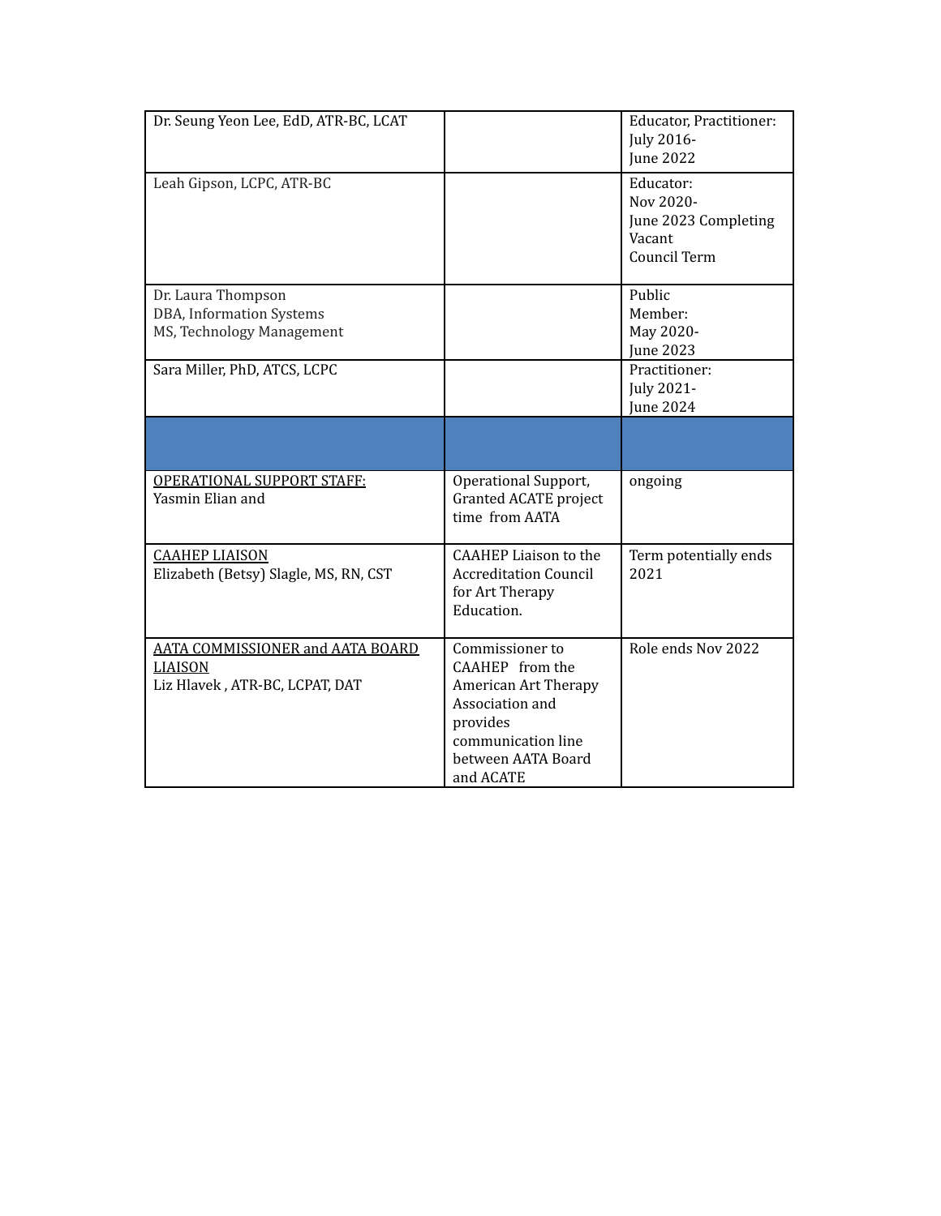| | | |
|---|---|---|
| Dr. Seung Yeon Lee, EdD, ATR-BC, LCAT | | Educator, Practitioner: July 2016- June 2022 |
| Leah Gipson, LCPC, ATR-BC | | Educator: Nov 2020- June 2023 Completing Vacant Council Term |
| Dr. Laura Thompson<br>DBA, Information Systems<br>MS, Technology Management | | Public Member: May 2020- June 2023 |
| Sara Miller, PhD, ATCS, LCPC | | Practitioner: July 2021- June 2024 |
| | | |
| <u>OPERATIONAL SUPPORT STAFF:</u><br>Yasmin Elian and | Operational Support, Granted ACATE project time from AATA | ongoing |
| <u>CAAHEP LIAISON</u><br>Elizabeth (Betsy) Slagle, MS, RN, CST | CAAHEP Liaison to the Accreditation Council for Art Therapy Education. | Term potentially ends 2021 |
| <u>AATA COMMISSIONER and AATA BOARD LIAISON</u><br>Liz Hlavek , ATR-BC, LCPAT, DAT | Commissioner to CAAHEP from the American Art Therapy Association and provides communication line between AATA Board and ACATE | Role ends Nov 2022 |